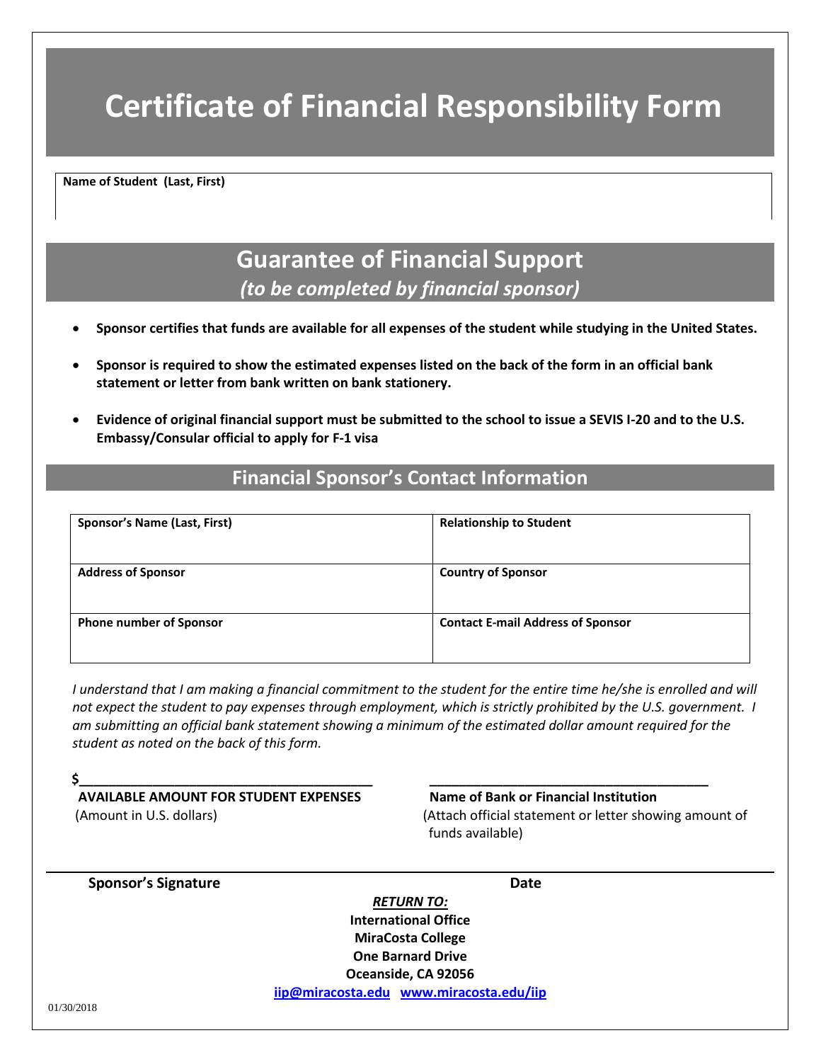# Certificate of Financial Responsibility Form

| Name of Student (Last, First) |
| --- |
| |

## Guarantee of Financial Support

*(to be completed by financial sponsor)*

- **Sponsor certifies that funds are available for all expenses of the student while studying in the United States.**
- **Sponsor is required to show the estimated expenses listed on the back of the form in an official bank statement or letter from bank written on bank stationery.**
- **Evidence of original financial support must be submitted to the school to issue a SEVIS I-20 and to the U.S. Embassy/Consular official to apply for F-1 visa**

## Financial Sponsor's Contact Information

| Sponsor's Name (Last, First) | Relationship to Student |
| --- | --- |
| **Address of Sponsor** | **Country of Sponsor** |
| **Phone number of Sponsor** | **Contact E-mail Address of Sponsor** |

*I understand that I am making a financial commitment to the student for the entire time he/she is enrolled and will not expect the student to pay expenses through employment, which is strictly prohibited by the U.S. government. I am submitting an official bank statement showing a minimum of the estimated dollar amount required for the student as noted on the back of this form.*

**$\_\_\_\_\_\_\_\_\_\_\_\_\_\_\_\_\_\_\_\_\_\_\_\_\_\_\_\_\_\_\_\_\_\_\_\_\_\_\_\_**
**AVAILABLE AMOUNT FOR STUDENT EXPENSES**
(Amount in U.S. dollars)

\_\_\_\_\_\_\_\_\_\_\_\_\_\_\_\_\_\_\_\_\_\_\_\_\_\_\_\_\_\_\_\_\_\_\_\_\_\_\_\_
**Name of Bank or Financial Institution**
(Attach official statement or letter showing amount of funds available)

\_\_\_\_\_\_\_\_\_\_\_\_\_\_\_\_\_\_\_\_\_\_\_\_\_\_\_\_\_\_\_\_\_\_\_\_\_\_\_\_\_\_\_\_\_\_\_\_\_\_\_\_\_\_\_\_\_\_\_\_\_\_\_\_\_\_\_\_\_\_\_\_\_\_\_\_
**Sponsor's Signature** **Date**

***RETURN TO:***
**International Office**
**MiraCosta College**
**One Barnard Drive**
**Oceanside, CA 92056**
**iip@miracosta.edu www.miracosta.edu/iip**

01/30/2018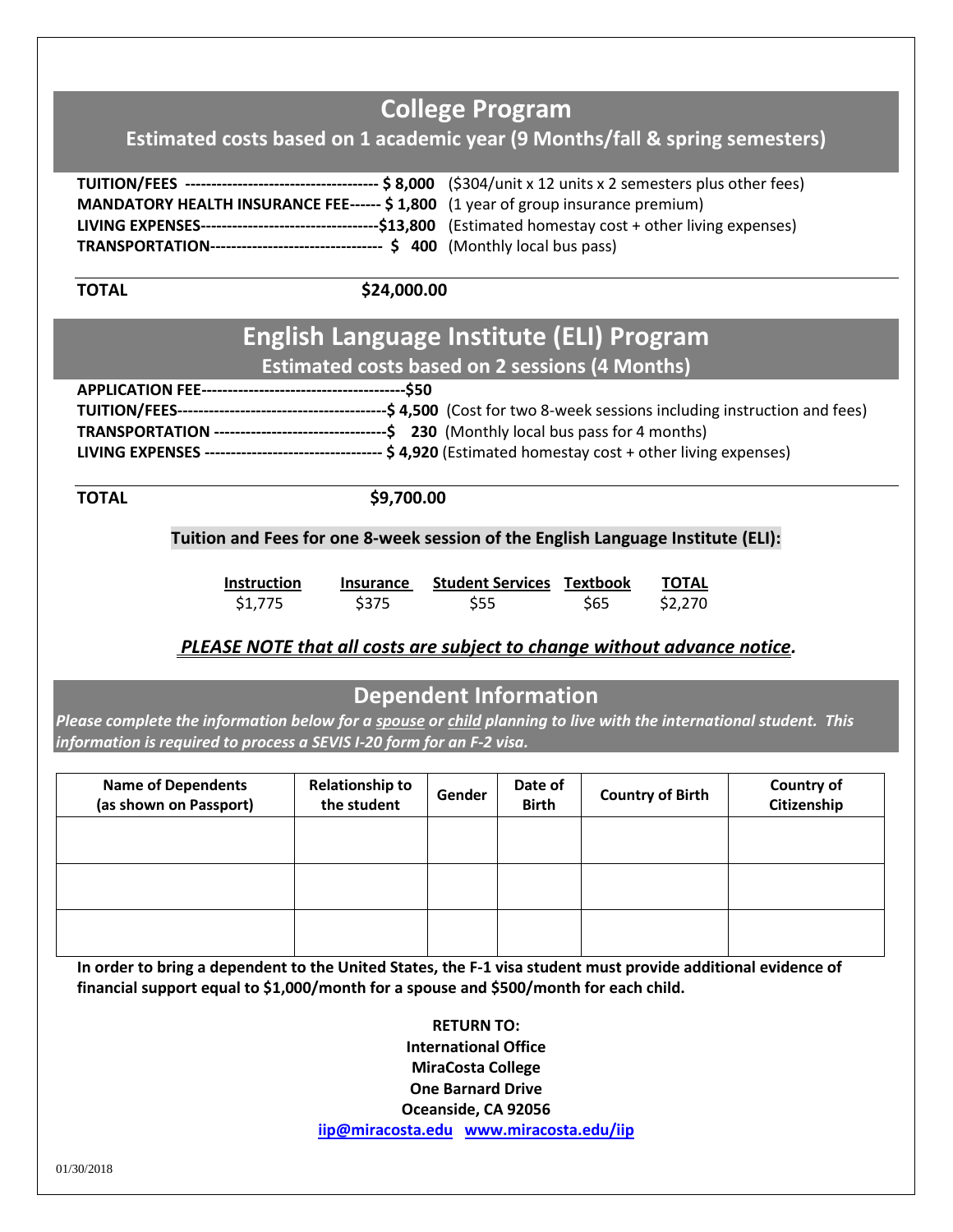## College Program

**Estimated costs based on 1 academic year (9 Months/fall & spring semesters)**

**TUITION/FEES ------------------------------------ $ 8,000** ($304/unit x 12 units x 2 semesters plus other fees)
**MANDATORY HEALTH INSURANCE FEE------ $ 1,800** (1 year of group insurance premium)
**LIVING EXPENSES---------------------------------$13,800** (Estimated homestay cost + other living expenses)
**TRANSPORTATION-------------------------------- $ 400** (Monthly local bus pass)

**TOTAL $24,000.00**

## English Language Institute (ELI) Program

**Estimated costs based on 2 sessions (4 Months)**

**APPLICATION FEE---------------------------------------$50**
**TUITION/FEES----------------------------------------$ 4,500** (Cost for two 8-week sessions including instruction and fees)
**TRANSPORTATION --------------------------------$ 230** (Monthly local bus pass for 4 months)
**LIVING EXPENSES --------------------------------- $ 4,920** (Estimated homestay cost + other living expenses)

**TOTAL $9,700.00**

**Tuition and Fees for one 8-week session of the English Language Institute (ELI):**

| Instruction | Insurance | Student Services | Textbook | TOTAL |
|---|---|---|---|---|
| $1,775 | $375 | $55 | $65 | $2,270 |

***PLEASE NOTE that all costs are subject to change without advance notice.***

## Dependent Information

***Please complete the information below for a spouse or child planning to live with the international student. This information is required to process a SEVIS I-20 form for an F-2 visa.***

| Name of Dependents (as shown on Passport) | Relationship to the student | Gender | Date of Birth | Country of Birth | Country of Citizenship |
|---|---|---|---|---|---|
| | | | | | |
| | | | | | |
| | | | | | |

**In order to bring a dependent to the United States, the F-1 visa student must provide additional evidence of financial support equal to $1,000/month for a spouse and $500/month for each child.**

**RETURN TO:**
**International Office**
**MiraCosta College**
**One Barnard Drive**
**Oceanside, CA 92056**
**iip@miracosta.edu www.miracosta.edu/iip**

01/30/2018